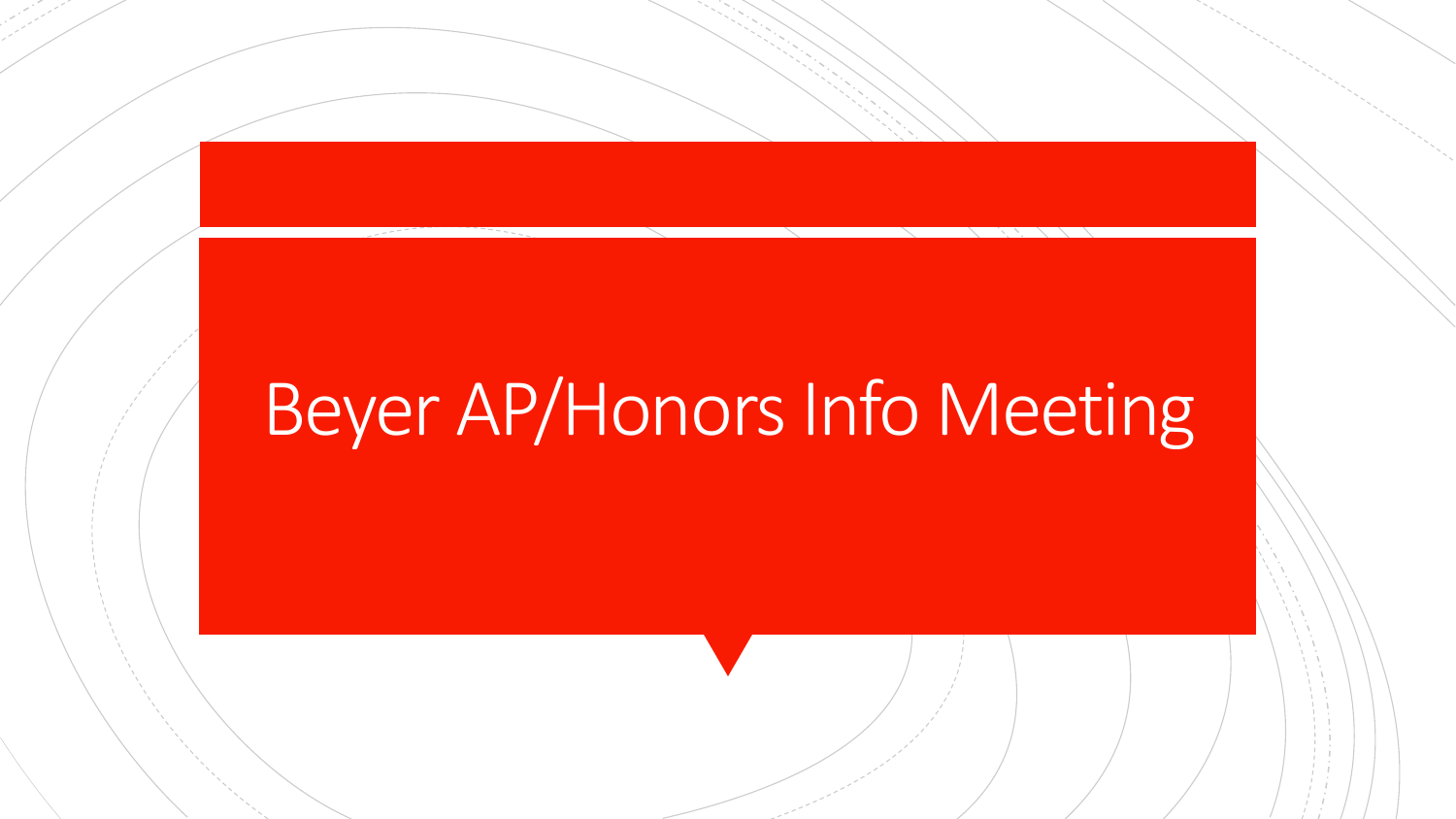# Beyer AP/Honors Info Meeting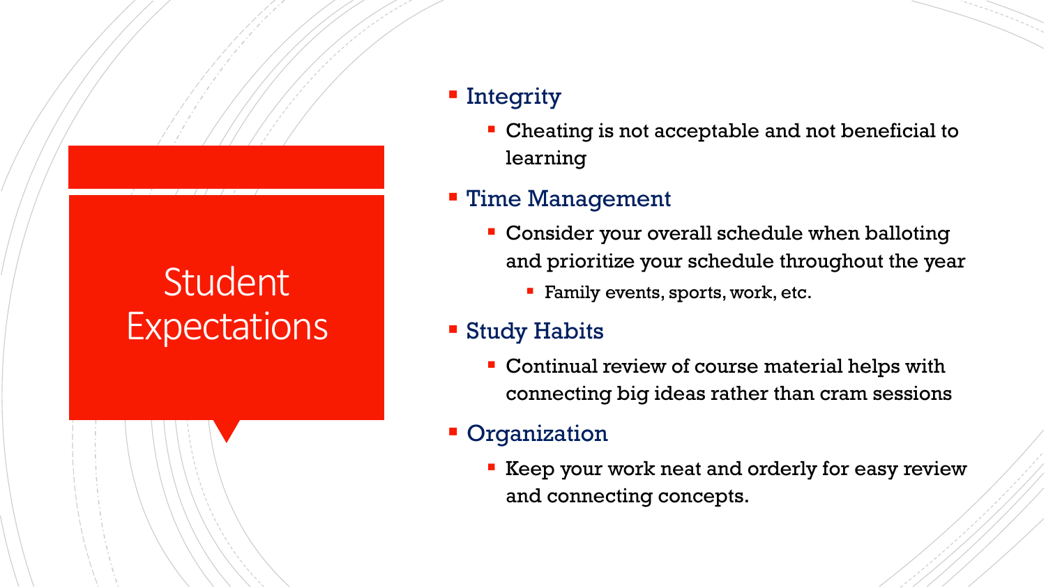# Student Expectations

- Integrity
  - Cheating is not acceptable and not beneficial to learning
- Time Management
  - Consider your overall schedule when balloting and prioritize your schedule throughout the year
    - Family events, sports, work, etc.
- Study Habits
  - Continual review of course material helps with connecting big ideas rather than cram sessions
- Organization
  - Keep your work neat and orderly for easy review and connecting concepts.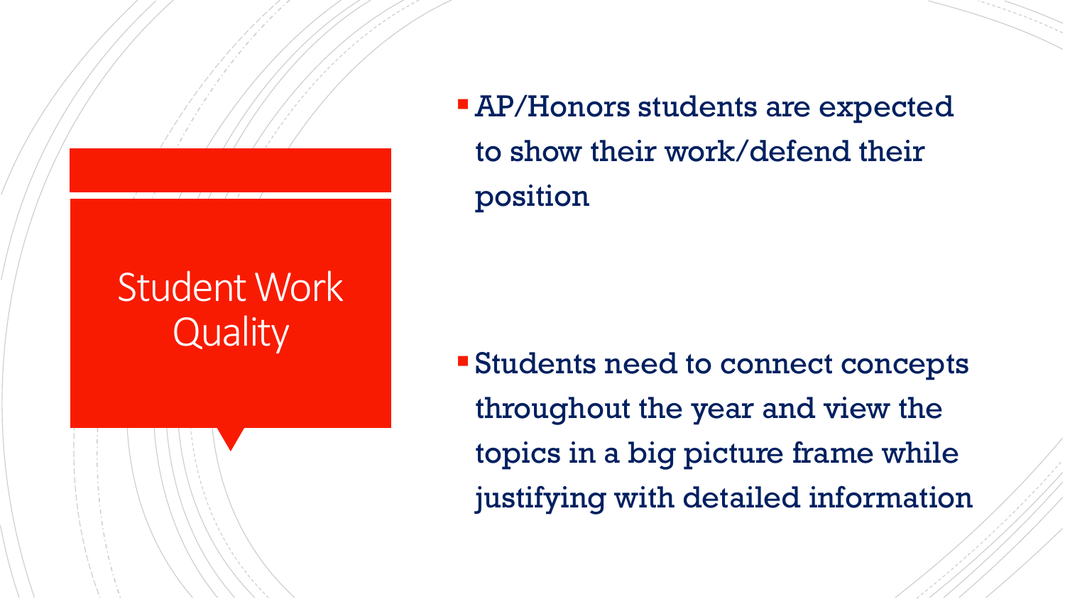# Student Work Quality

- AP/Honors students are expected to show their work/defend their position
- Students need to connect concepts throughout the year and view the topics in a big picture frame while justifying with detailed information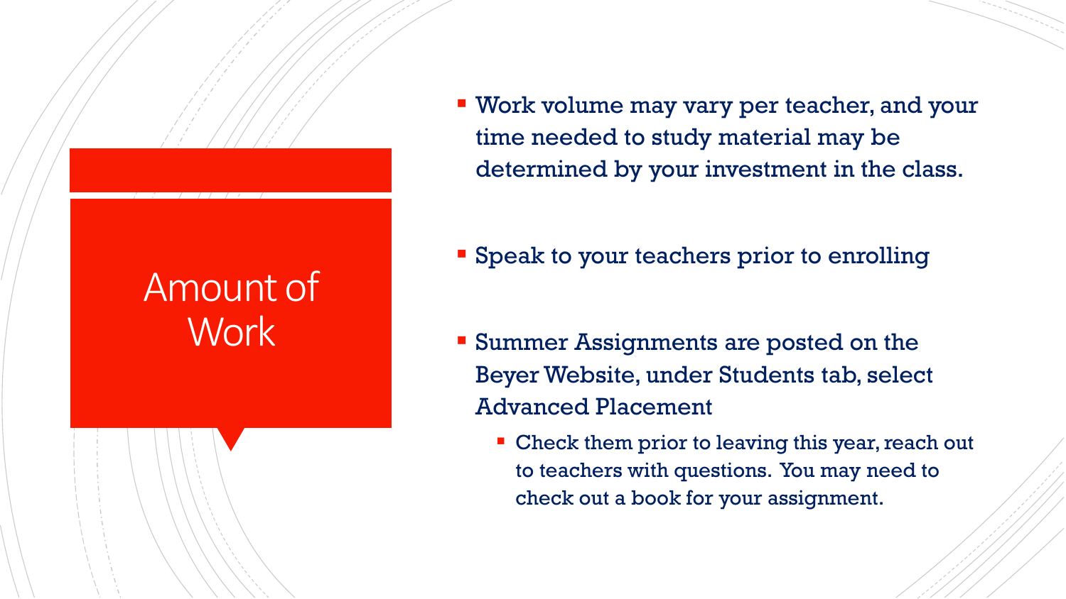# Amount of Work

- Work volume may vary per teacher, and your time needed to study material may be determined by your investment in the class.
- Speak to your teachers prior to enrolling
- Summer Assignments are posted on the Beyer Website, under Students tab, select Advanced Placement
  - Check them prior to leaving this year, reach out to teachers with questions. You may need to check out a book for your assignment.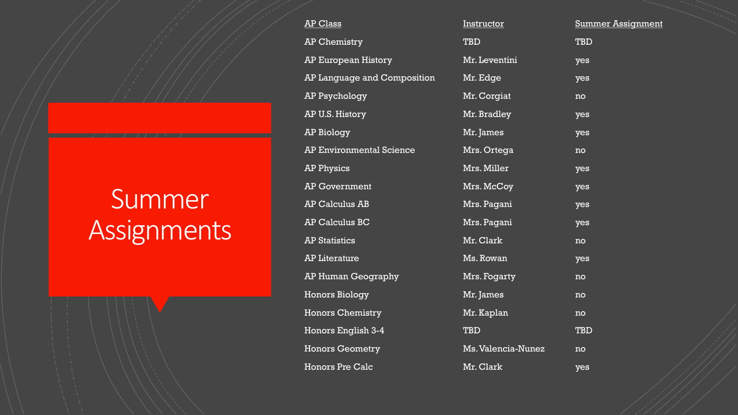# Summer Assignments

| AP Class | Instructor | Summer Assignment |
|---|---|---|
| AP Chemistry | TBD | TBD |
| AP European History | Mr. Leventini | yes |
| AP Language and Composition | Mr. Edge | yes |
| AP Psychology | Mr. Corgiat | no |
| AP U.S. History | Mr. Bradley | yes |
| AP Biology | Mr. James | yes |
| AP Environmental Science | Mrs. Ortega | no |
| AP Physics | Mrs. Miller | yes |
| AP Government | Mrs. McCoy | yes |
| AP Calculus AB | Mrs. Pagani | yes |
| AP Calculus BC | Mrs. Pagani | yes |
| AP Statistics | Mr. Clark | no |
| AP Literature | Ms. Rowan | yes |
| AP Human Geography | Mrs. Fogarty | no |
| Honors Biology | Mr. James | no |
| Honors Chemistry | Mr. Kaplan | no |
| Honors English 3-4 | TBD | TBD |
| Honors Geometry | Ms. Valencia-Nunez | no |
| Honors Pre Calc | Mr. Clark | yes |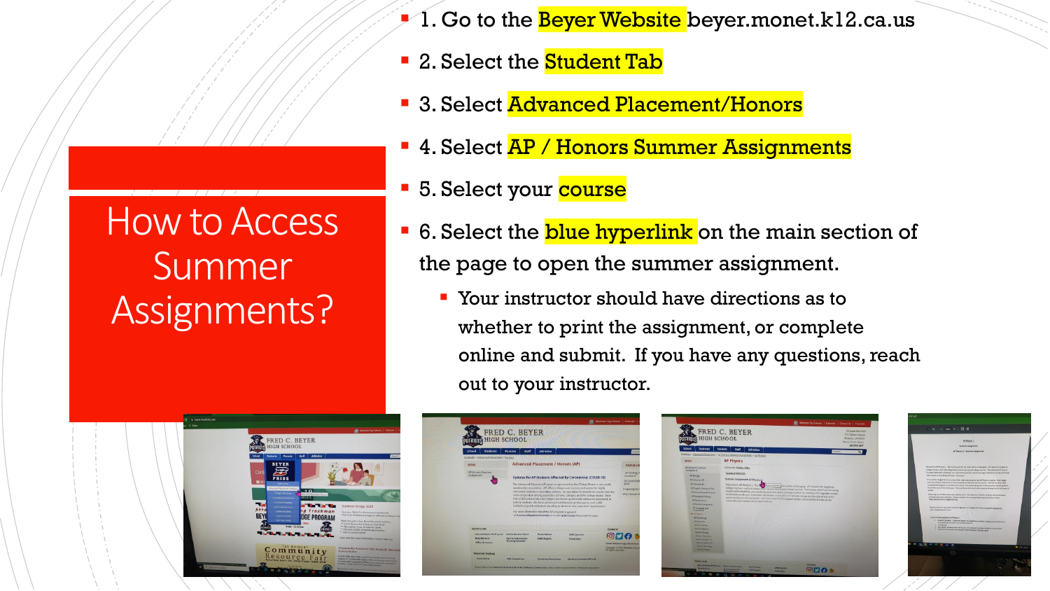# How to Access Summer Assignments?

- 1. Go to the Beyer Website beyer.monet.k12.ca.us
- 2. Select the Student Tab
- 3. Select Advanced Placement/Honors
- 4. Select AP / Honors Summer Assignments
- 5. Select your course
- 6. Select the blue hyperlink on the main section of the page to open the summer assignment.
  - Your instructor should have directions as to whether to print the assignment, or complete online and submit. If you have any questions, reach out to your instructor.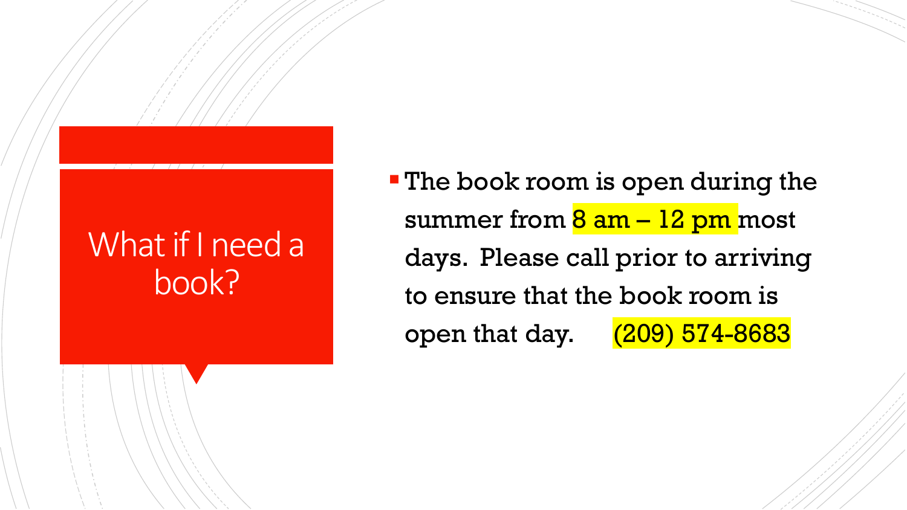# What if I need a book?

- The book room is open during the summer from 8 am – 12 pm most days. Please call prior to arriving to ensure that the book room is open that day. (209) 574-8683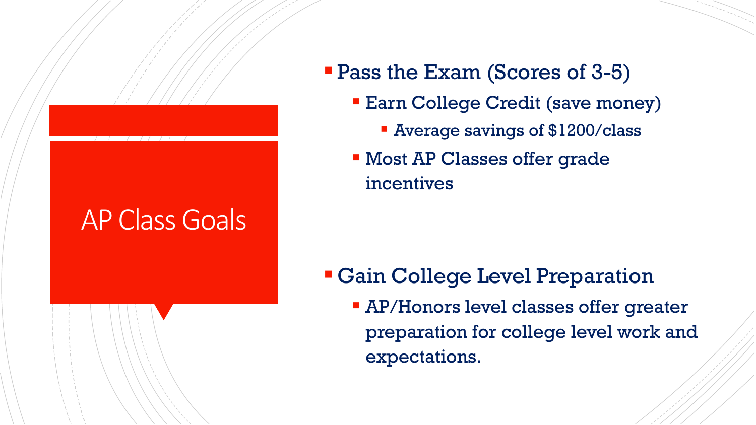# AP Class Goals

- Pass the Exam (Scores of 3-5)
  - Earn College Credit (save money)
    - Average savings of $1200/class
  - Most AP Classes offer grade incentives
- Gain College Level Preparation
  - AP/Honors level classes offer greater preparation for college level work and expectations.